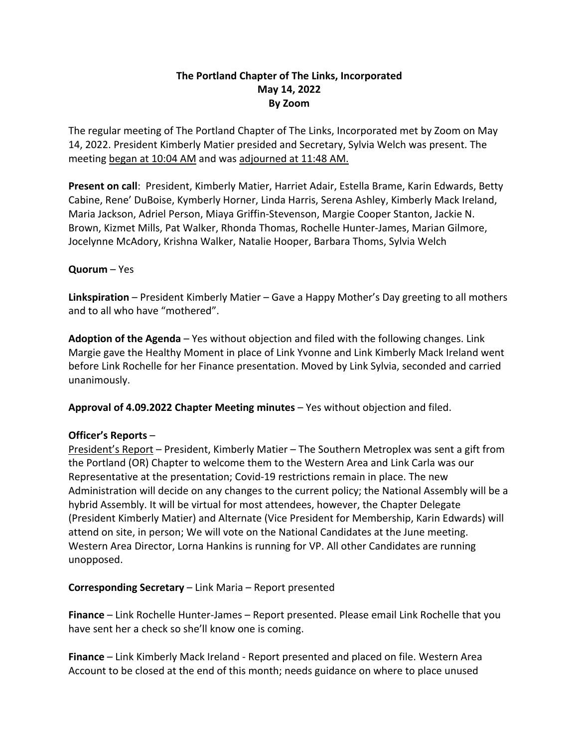**The Portland Chapter of The Links, Incorporated**
**May 14, 2022**
**By Zoom**

The regular meeting of The Portland Chapter of The Links, Incorporated met by Zoom on May 14, 2022. President Kimberly Matier presided and Secretary, Sylvia Welch was present. The meeting began at 10:04 AM and was adjourned at 11:48 AM.

**Present on call**: President, Kimberly Matier, Harriet Adair, Estella Brame, Karin Edwards, Betty Cabine, Rene' DuBoise, Kymberly Horner, Linda Harris, Serena Ashley, Kimberly Mack Ireland, Maria Jackson, Adriel Person, Miaya Griffin-Stevenson, Margie Cooper Stanton, Jackie N. Brown, Kizmet Mills, Pat Walker, Rhonda Thomas, Rochelle Hunter-James, Marian Gilmore, Jocelynne McAdory, Krishna Walker, Natalie Hooper, Barbara Thoms, Sylvia Welch

**Quorum** – Yes

**Linkspiration** – President Kimberly Matier – Gave a Happy Mother's Day greeting to all mothers and to all who have "mothered".

**Adoption of the Agenda** – Yes without objection and filed with the following changes. Link Margie gave the Healthy Moment in place of Link Yvonne and Link Kimberly Mack Ireland went before Link Rochelle for her Finance presentation. Moved by Link Sylvia, seconded and carried unanimously.

**Approval of 4.09.2022 Chapter Meeting minutes** – Yes without objection and filed.

**Officer's Reports** –

President's Report – President, Kimberly Matier – The Southern Metroplex was sent a gift from the Portland (OR) Chapter to welcome them to the Western Area and Link Carla was our Representative at the presentation; Covid-19 restrictions remain in place. The new Administration will decide on any changes to the current policy; the National Assembly will be a hybrid Assembly. It will be virtual for most attendees, however, the Chapter Delegate (President Kimberly Matier) and Alternate (Vice President for Membership, Karin Edwards) will attend on site, in person; We will vote on the National Candidates at the June meeting. Western Area Director, Lorna Hankins is running for VP. All other Candidates are running unopposed.

**Corresponding Secretary** – Link Maria – Report presented

**Finance** – Link Rochelle Hunter-James – Report presented. Please email Link Rochelle that you have sent her a check so she'll know one is coming.

**Finance** – Link Kimberly Mack Ireland - Report presented and placed on file. Western Area Account to be closed at the end of this month; needs guidance on where to place unused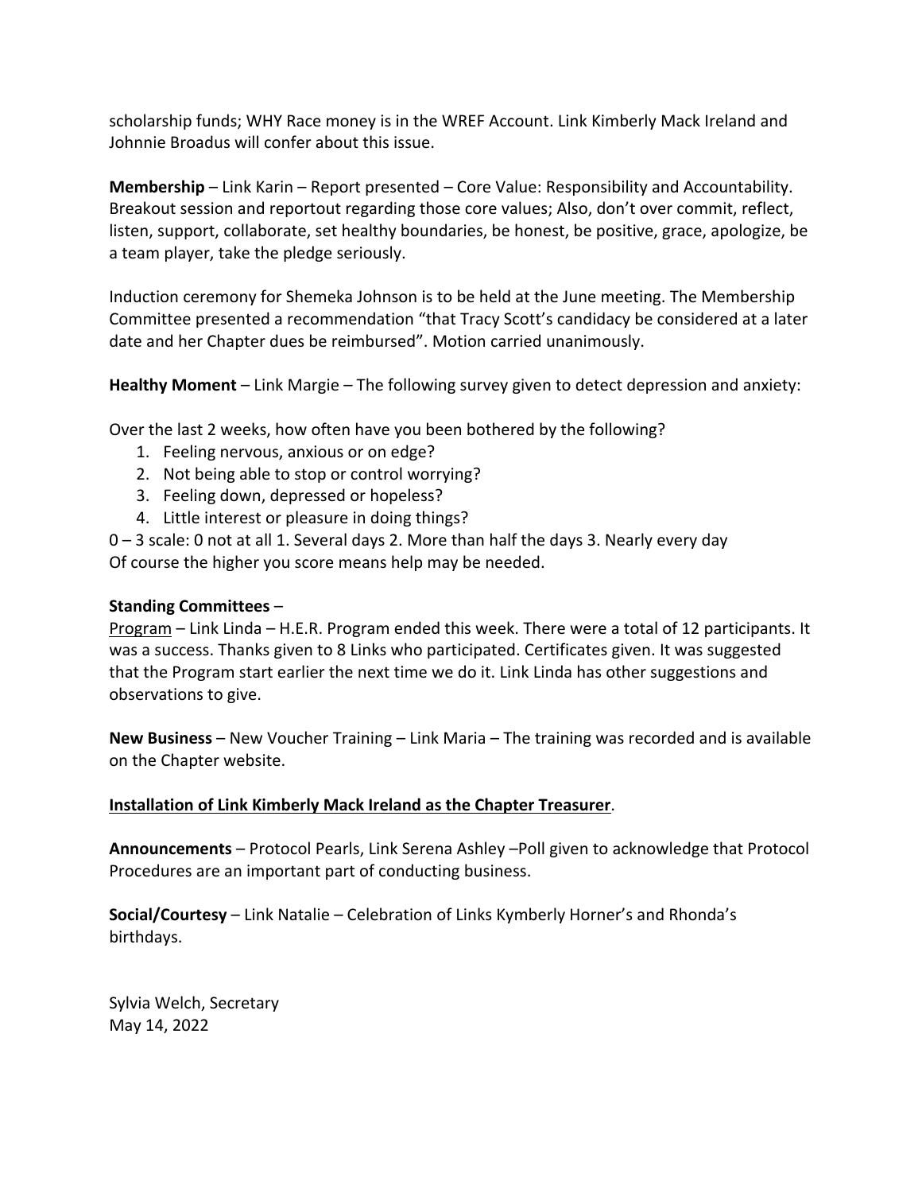scholarship funds; WHY Race money is in the WREF Account. Link Kimberly Mack Ireland and Johnnie Broadus will confer about this issue.

**Membership** – Link Karin – Report presented – Core Value: Responsibility and Accountability. Breakout session and reportout regarding those core values; Also, don't over commit, reflect, listen, support, collaborate, set healthy boundaries, be honest, be positive, grace, apologize, be a team player, take the pledge seriously.

Induction ceremony for Shemeka Johnson is to be held at the June meeting. The Membership Committee presented a recommendation "that Tracy Scott's candidacy be considered at a later date and her Chapter dues be reimbursed". Motion carried unanimously.

**Healthy Moment** – Link Margie – The following survey given to detect depression and anxiety:

Over the last 2 weeks, how often have you been bothered by the following?

1. Feeling nervous, anxious or on edge?
2. Not being able to stop or control worrying?
3. Feeling down, depressed or hopeless?
4. Little interest or pleasure in doing things?

0 – 3 scale: 0 not at all 1. Several days 2. More than half the days 3. Nearly every day
Of course the higher you score means help may be needed.

**Standing Committees** –
Program – Link Linda – H.E.R. Program ended this week. There were a total of 12 participants. It was a success. Thanks given to 8 Links who participated. Certificates given. It was suggested that the Program start earlier the next time we do it. Link Linda has other suggestions and observations to give.

**New Business** – New Voucher Training – Link Maria – The training was recorded and is available on the Chapter website.

**Installation of Link Kimberly Mack Ireland as the Chapter Treasurer**.

**Announcements** – Protocol Pearls, Link Serena Ashley –Poll given to acknowledge that Protocol Procedures are an important part of conducting business.

**Social/Courtesy** – Link Natalie – Celebration of Links Kymberly Horner's and Rhonda's birthdays.

Sylvia Welch, Secretary
May 14, 2022